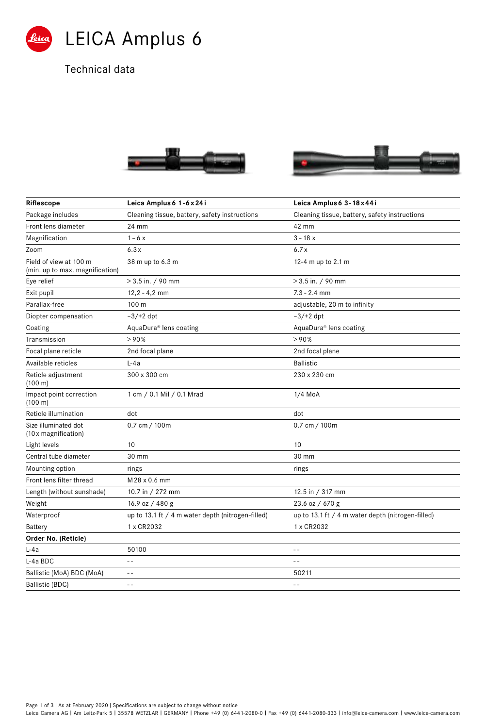# LEICA Amplus 6

Technical data

| Riflescope | Leica Amplus 6 1-6 x 24 i | Leica Amplus 6 3-18 x 44 i |
|---|---|---|
| Package includes | Cleaning tissue, battery, safety instructions | Cleaning tissue, battery, safety instructions |
| Front lens diameter | 24 mm | 42 mm |
| Magnification | 1 – 6 x | 3 – 18 x |
| Zoom | 6.3 x | 6.7 x |
| Field of view at 100 m (min. up to max. magnification) | 38 m up to 6.3 m | 12-4 m up to 2.1 m |
| Eye relief | > 3.5 in. / 90 mm | > 3.5 in. / 90 mm |
| Exit pupil | 12,2 - 4,2 mm | 7.3 - 2.4 mm |
| Parallax-free | 100 m | adjustable, 20 m to infinity |
| Diopter compensation | –3/+2 dpt | –3/+2 dpt |
| Coating | AquaDura® lens coating | AquaDura® lens coating |
| Transmission | > 90 % | > 90 % |
| Focal plane reticle | 2nd focal plane | 2nd focal plane |
| Available reticles | L-4a | Ballistic |
| Reticle adjustment (100 m) | 300 x 300 cm | 230 x 230 cm |
| Impact point correction (100 m) | 1 cm / 0.1 Mil / 0.1 Mrad | 1/4 MoA |
| Reticle illumination | dot | dot |
| Size illuminated dot (10 x magnification) | 0.7 cm / 100m | 0.7 cm / 100m |
| Light levels | 10 | 10 |
| Central tube diameter | 30 mm | 30 mm |
| Mounting option | rings | rings |
| Front lens filter thread | M 28 x 0.6 mm | |
| Length (without sunshade) | 10.7 in / 272 mm | 12.5 in / 317 mm |
| Weight | 16.9 oz / 480 g | 23.6 oz / 670 g |
| Waterproof | up to 13.1 ft / 4 m water depth (nitrogen-filled) | up to 13.1 ft / 4 m water depth (nitrogen-filled) |
| Battery | 1 x CR2032 | 1 x CR2032 |
| **Order No. (Reticle)** | | |
| L-4a | 50100 | -- |
| L-4a BDC | -- | -- |
| Ballistic (MoA) BDC (MoA) | -- | 50211 |
| Ballistic (BDC) | -- | -- |

As at February 2020 | Specifications are subject to change without notice

Leica Camera AG | Am Leitz-Park 5 | 35578 WETZLAR | GERMANY | Phone +49 (0) 6441-2080-0 | Fax +49 (0) 6441-2080-333 | info@leica-camera.com | www.leica-camera.com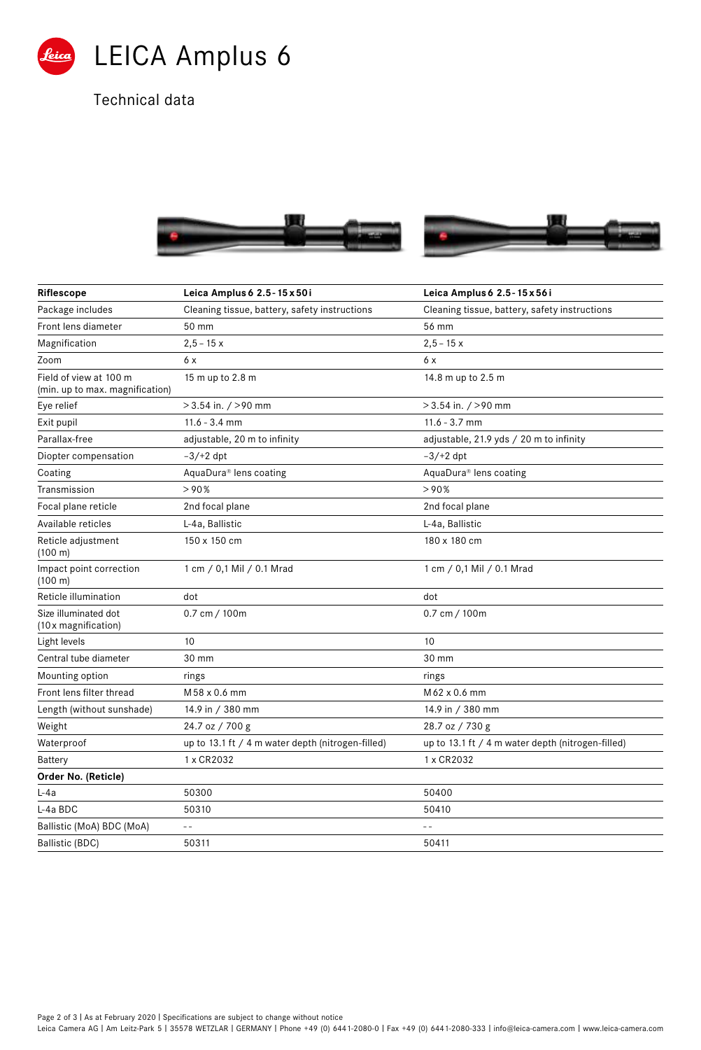# LEICA Amplus 6

Technical data

| Riflescope | Leica Amplus 6 2.5-15x50i | Leica Amplus 6 2.5-15x56i |
|---|---|---|
| Package includes | Cleaning tissue, battery, safety instructions | Cleaning tissue, battery, safety instructions |
| Front lens diameter | 50 mm | 56 mm |
| Magnification | 2,5 – 15 x | 2,5 – 15 x |
| Zoom | 6 x | 6 x |
| Field of view at 100 m (min. up to max. magnification) | 15 m up to 2.8 m | 14.8 m up to 2.5 m |
| Eye relief | > 3.54 in. / >90 mm | > 3.54 in. / >90 mm |
| Exit pupil | 11.6 - 3.4 mm | 11.6 - 3.7 mm |
| Parallax-free | adjustable, 20 m to infinity | adjustable, 21.9 yds / 20 m to infinity |
| Diopter compensation | –3/+2 dpt | –3/+2 dpt |
| Coating | AquaDura® lens coating | AquaDura® lens coating |
| Transmission | > 90% | > 90% |
| Focal plane reticle | 2nd focal plane | 2nd focal plane |
| Available reticles | L-4a, Ballistic | L-4a, Ballistic |
| Reticle adjustment (100 m) | 150 x 150 cm | 180 x 180 cm |
| Impact point correction (100 m) | 1 cm / 0,1 Mil / 0.1 Mrad | 1 cm / 0,1 Mil / 0.1 Mrad |
| Reticle illumination | dot | dot |
| Size illuminated dot (10x magnification) | 0.7 cm / 100m | 0.7 cm / 100m |
| Light levels | 10 | 10 |
| Central tube diameter | 30 mm | 30 mm |
| Mounting option | rings | rings |
| Front lens filter thread | M58 x 0.6 mm | M62 x 0.6 mm |
| Length (without sunshade) | 14.9 in / 380 mm | 14.9 in / 380 mm |
| Weight | 24.7 oz / 700 g | 28.7 oz / 730 g |
| Waterproof | up to 13.1 ft / 4 m water depth (nitrogen-filled) | up to 13.1 ft / 4 m water depth (nitrogen-filled) |
| Battery | 1 x CR2032 | 1 x CR2032 |
| **Order No. (Reticle)** | | |
| L-4a | 50300 | 50400 |
| L-4a BDC | 50310 | 50410 |
| Ballistic (MoA) BDC (MoA) | -- | -- |
| Ballistic (BDC) | 50311 | 50411 |

As at February 2020 | Specifications are subject to change without notice

Leica Camera AG | Am Leitz-Park 5 | 35578 WETZLAR | GERMANY | Phone +49 (0) 6441-2080-0 | Fax +49 (0) 6441-2080-333 | info@leica-camera.com | www.leica-camera.com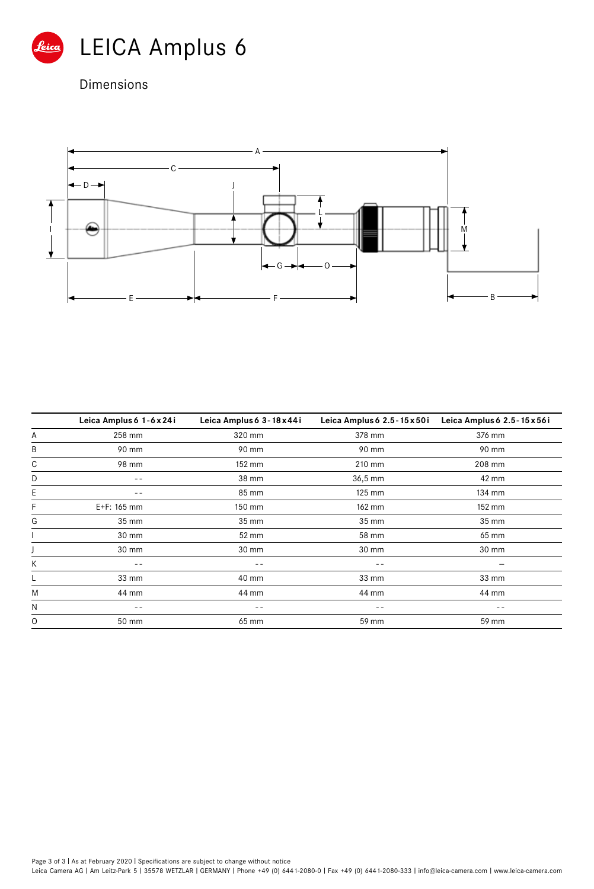# LEICA Amplus 6

## Dimensions

A
C
D
J
L
I
M
G
O
E
F
B

| | Leica Amplus 6 1-6 x 24 i | Leica Amplus 6 3-18 x 44 i | Leica Amplus 6 2.5-15 x 50 i | Leica Amplus 6 2.5-15 x 56 i |
|---|---|---|---|---|
| A | 258 mm | 320 mm | 378 mm | 376 mm |
| B | 90 mm | 90 mm | 90 mm | 90 mm |
| C | 98 mm | 152 mm | 210 mm | 208 mm |
| D | -- | 38 mm | 36,5 mm | 42 mm |
| E | -- | 85 mm | 125 mm | 134 mm |
| F | E+F: 165 mm | 150 mm | 162 mm | 152 mm |
| G | 35 mm | 35 mm | 35 mm | 35 mm |
| I | 30 mm | 52 mm | 58 mm | 65 mm |
| J | 30 mm | 30 mm | 30 mm | 30 mm |
| K | -- | -- | -- | – |
| L | 33 mm | 40 mm | 33 mm | 33 mm |
| M | 44 mm | 44 mm | 44 mm | 44 mm |
| N | -- | -- | -- | -- |
| O | 50 mm | 65 mm | 59 mm | 59 mm |

As at February 2020 | Specifications are subject to change without notice
Leica Camera AG | Am Leitz-Park 5 | 35578 WETZLAR | GERMANY | Phone +49 (0) 6441-2080-0 | Fax +49 (0) 6441-2080-333 | info@leica-camera.com | www.leica-camera.com